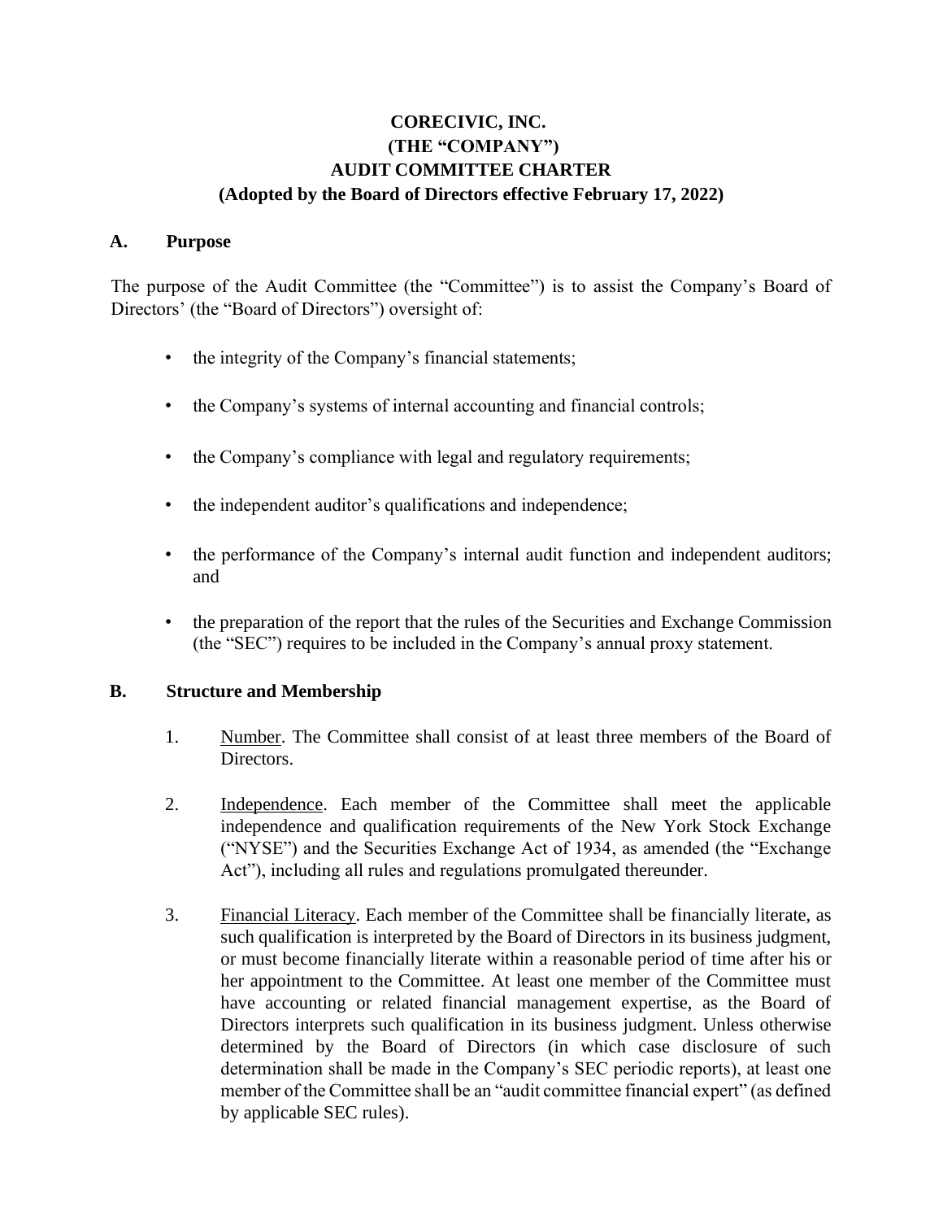# CORECIVIC, INC.
# (THE "COMPANY")
# AUDIT COMMITTEE CHARTER
# (Adopted by the Board of Directors effective February 17, 2022)

## A. Purpose

The purpose of the Audit Committee (the "Committee") is to assist the Company's Board of Directors' (the "Board of Directors") oversight of:

- the integrity of the Company's financial statements;
- the Company's systems of internal accounting and financial controls;
- the Company's compliance with legal and regulatory requirements;
- the independent auditor's qualifications and independence;
- the performance of the Company's internal audit function and independent auditors; and
- the preparation of the report that the rules of the Securities and Exchange Commission (the "SEC") requires to be included in the Company's annual proxy statement.

## B. Structure and Membership

1. Number. The Committee shall consist of at least three members of the Board of Directors.

2. Independence. Each member of the Committee shall meet the applicable independence and qualification requirements of the New York Stock Exchange ("NYSE") and the Securities Exchange Act of 1934, as amended (the "Exchange Act"), including all rules and regulations promulgated thereunder.

3. Financial Literacy. Each member of the Committee shall be financially literate, as such qualification is interpreted by the Board of Directors in its business judgment, or must become financially literate within a reasonable period of time after his or her appointment to the Committee. At least one member of the Committee must have accounting or related financial management expertise, as the Board of Directors interprets such qualification in its business judgment. Unless otherwise determined by the Board of Directors (in which case disclosure of such determination shall be made in the Company's SEC periodic reports), at least one member of the Committee shall be an "audit committee financial expert" (as defined by applicable SEC rules).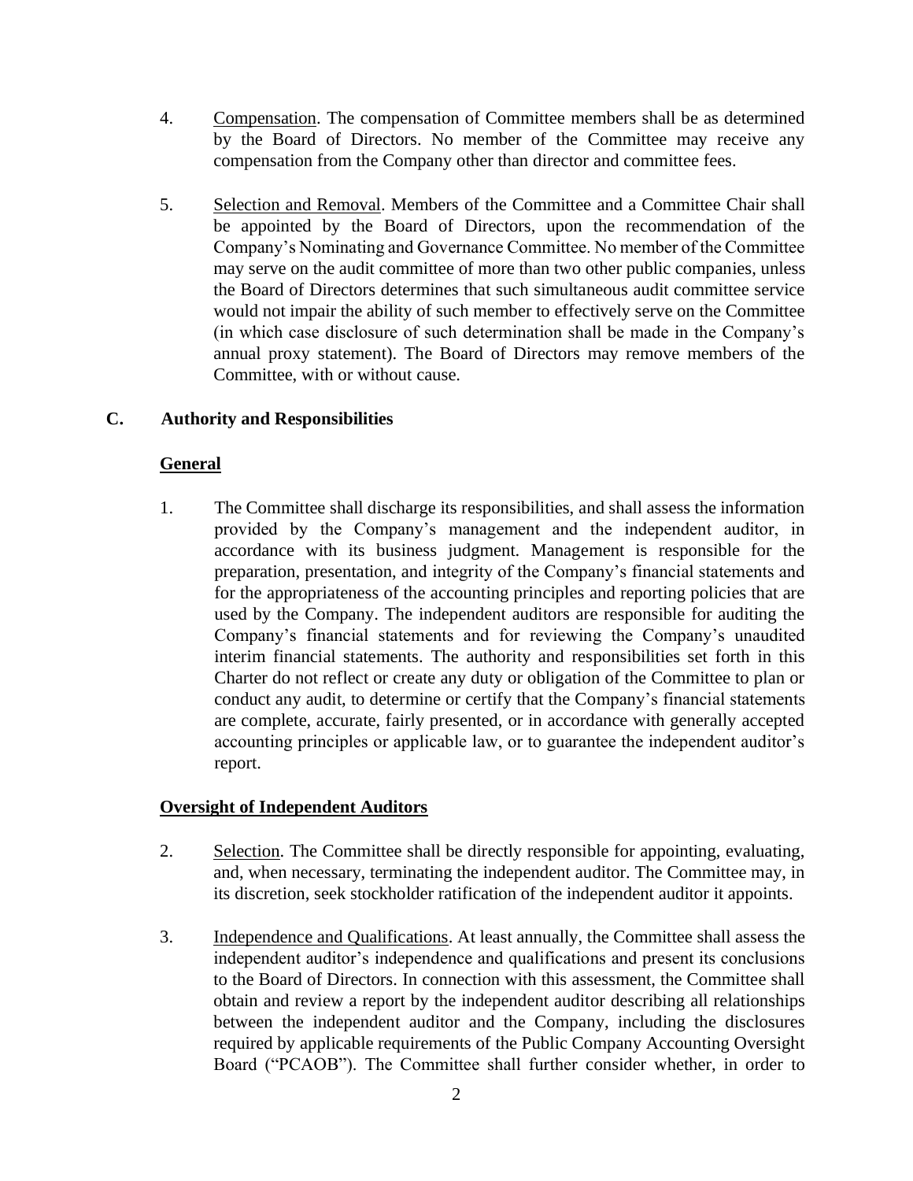4. Compensation. The compensation of Committee members shall be as determined by the Board of Directors. No member of the Committee may receive any compensation from the Company other than director and committee fees.

5. Selection and Removal. Members of the Committee and a Committee Chair shall be appointed by the Board of Directors, upon the recommendation of the Company's Nominating and Governance Committee. No member of the Committee may serve on the audit committee of more than two other public companies, unless the Board of Directors determines that such simultaneous audit committee service would not impair the ability of such member to effectively serve on the Committee (in which case disclosure of such determination shall be made in the Company's annual proxy statement). The Board of Directors may remove members of the Committee, with or without cause.

## C. Authority and Responsibilities

### General

1. The Committee shall discharge its responsibilities, and shall assess the information provided by the Company's management and the independent auditor, in accordance with its business judgment. Management is responsible for the preparation, presentation, and integrity of the Company's financial statements and for the appropriateness of the accounting principles and reporting policies that are used by the Company. The independent auditors are responsible for auditing the Company's financial statements and for reviewing the Company's unaudited interim financial statements. The authority and responsibilities set forth in this Charter do not reflect or create any duty or obligation of the Committee to plan or conduct any audit, to determine or certify that the Company's financial statements are complete, accurate, fairly presented, or in accordance with generally accepted accounting principles or applicable law, or to guarantee the independent auditor's report.

### Oversight of Independent Auditors

2. Selection. The Committee shall be directly responsible for appointing, evaluating, and, when necessary, terminating the independent auditor. The Committee may, in its discretion, seek stockholder ratification of the independent auditor it appoints.

3. Independence and Qualifications. At least annually, the Committee shall assess the independent auditor's independence and qualifications and present its conclusions to the Board of Directors. In connection with this assessment, the Committee shall obtain and review a report by the independent auditor describing all relationships between the independent auditor and the Company, including the disclosures required by applicable requirements of the Public Company Accounting Oversight Board ("PCAOB"). The Committee shall further consider whether, in order to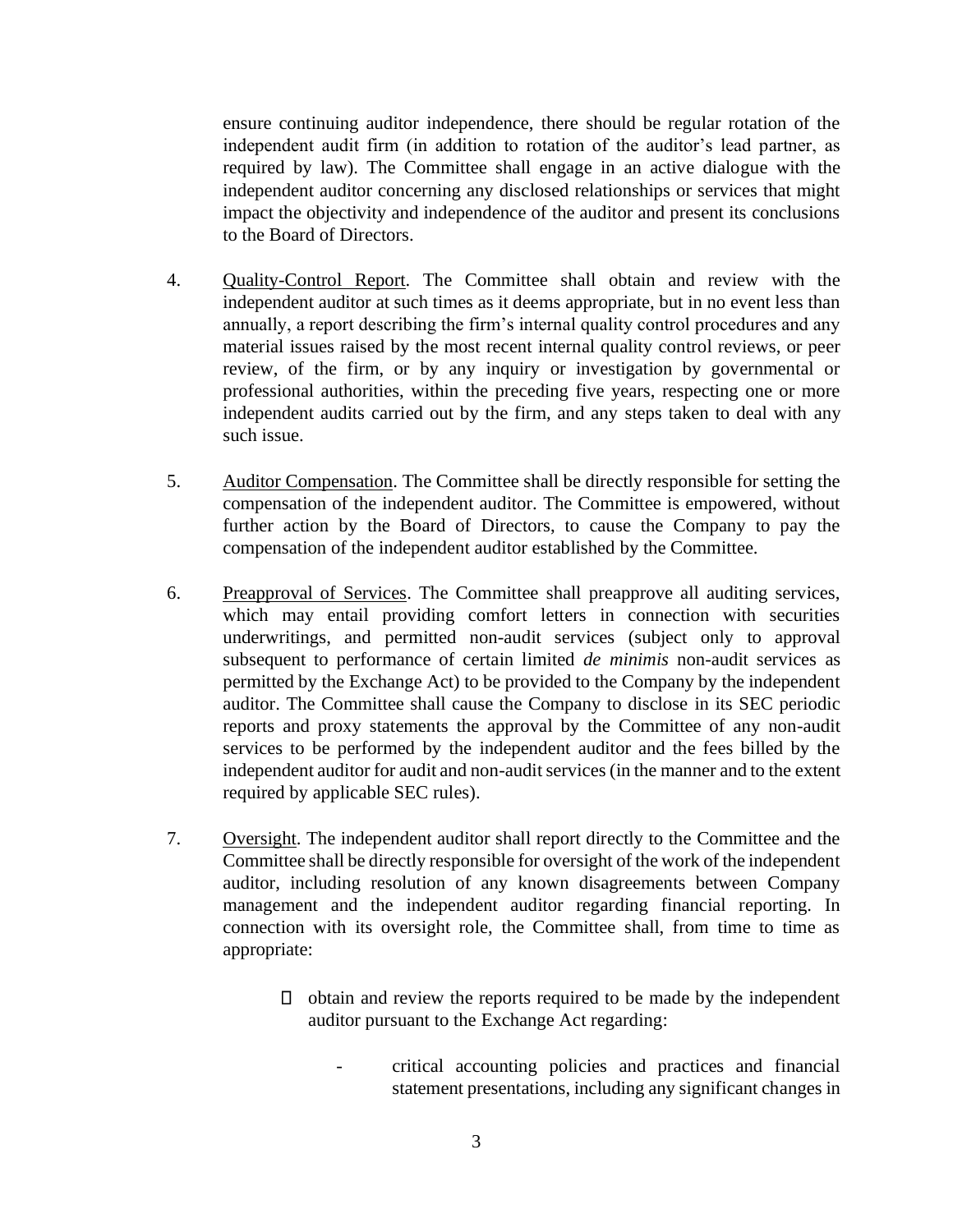ensure continuing auditor independence, there should be regular rotation of the independent audit firm (in addition to rotation of the auditor's lead partner, as required by law). The Committee shall engage in an active dialogue with the independent auditor concerning any disclosed relationships or services that might impact the objectivity and independence of the auditor and present its conclusions to the Board of Directors.

4. Quality-Control Report. The Committee shall obtain and review with the independent auditor at such times as it deems appropriate, but in no event less than annually, a report describing the firm's internal quality control procedures and any material issues raised by the most recent internal quality control reviews, or peer review, of the firm, or by any inquiry or investigation by governmental or professional authorities, within the preceding five years, respecting one or more independent audits carried out by the firm, and any steps taken to deal with any such issue.

5. Auditor Compensation. The Committee shall be directly responsible for setting the compensation of the independent auditor. The Committee is empowered, without further action by the Board of Directors, to cause the Company to pay the compensation of the independent auditor established by the Committee.

6. Preapproval of Services. The Committee shall preapprove all auditing services, which may entail providing comfort letters in connection with securities underwritings, and permitted non-audit services (subject only to approval subsequent to performance of certain limited *de minimis* non-audit services as permitted by the Exchange Act) to be provided to the Company by the independent auditor. The Committee shall cause the Company to disclose in its SEC periodic reports and proxy statements the approval by the Committee of any non-audit services to be performed by the independent auditor and the fees billed by the independent auditor for audit and non-audit services (in the manner and to the extent required by applicable SEC rules).

7. Oversight. The independent auditor shall report directly to the Committee and the Committee shall be directly responsible for oversight of the work of the independent auditor, including resolution of any known disagreements between Company management and the independent auditor regarding financial reporting. In connection with its oversight role, the Committee shall, from time to time as appropriate:

   - obtain and review the reports required to be made by the independent auditor pursuant to the Exchange Act regarding:

     - critical accounting policies and practices and financial statement presentations, including any significant changes in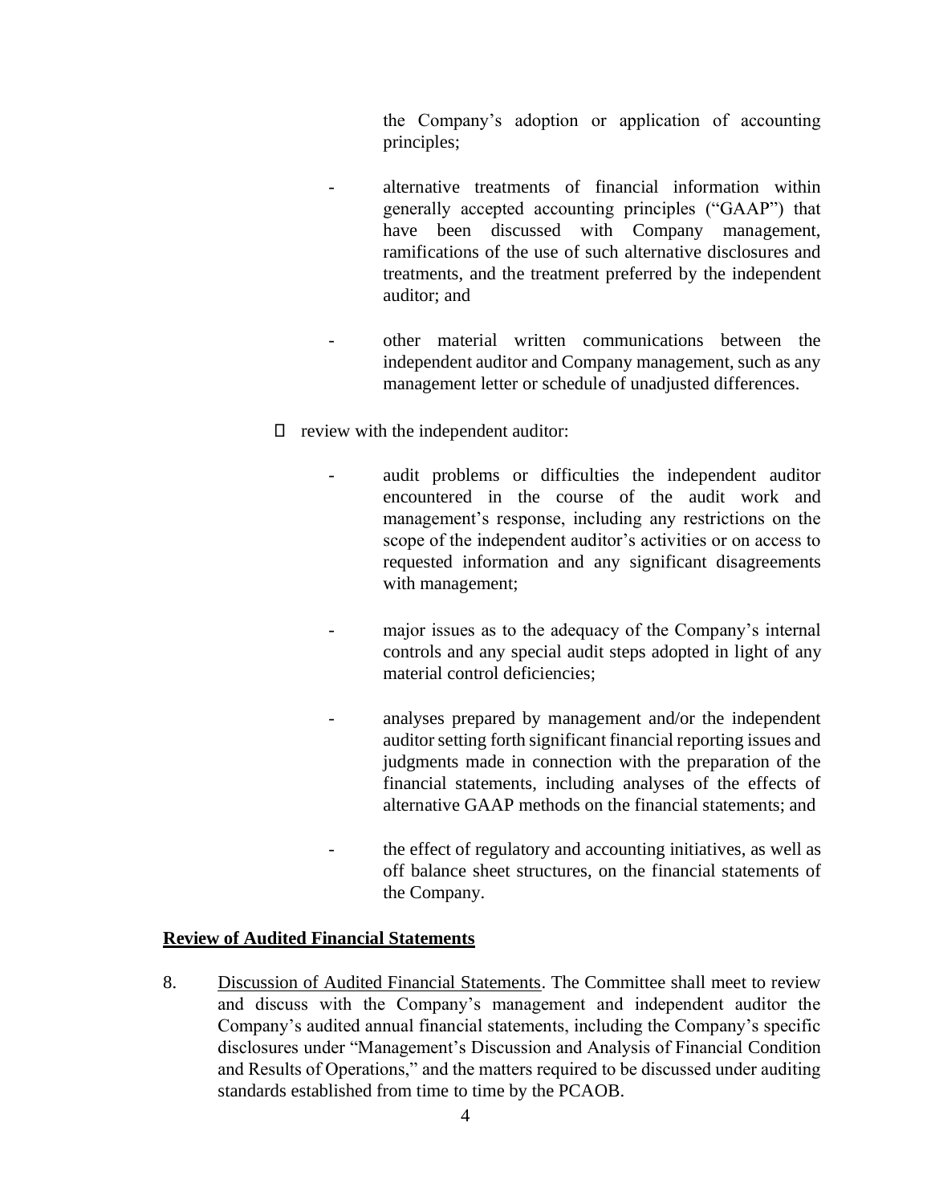the Company's adoption or application of accounting principles;

- alternative treatments of financial information within generally accepted accounting principles ("GAAP") that have been discussed with Company management, ramifications of the use of such alternative disclosures and treatments, and the treatment preferred by the independent auditor; and
- other material written communications between the independent auditor and Company management, such as any management letter or schedule of unadjusted differences.

- review with the independent auditor:
  - audit problems or difficulties the independent auditor encountered in the course of the audit work and management's response, including any restrictions on the scope of the independent auditor's activities or on access to requested information and any significant disagreements with management;
  - major issues as to the adequacy of the Company's internal controls and any special audit steps adopted in light of any material control deficiencies;
  - analyses prepared by management and/or the independent auditor setting forth significant financial reporting issues and judgments made in connection with the preparation of the financial statements, including analyses of the effects of alternative GAAP methods on the financial statements; and
  - the effect of regulatory and accounting initiatives, as well as off balance sheet structures, on the financial statements of the Company.

**Review of Audited Financial Statements**

8. Discussion of Audited Financial Statements. The Committee shall meet to review and discuss with the Company's management and independent auditor the Company's audited annual financial statements, including the Company's specific disclosures under "Management's Discussion and Analysis of Financial Condition and Results of Operations," and the matters required to be discussed under auditing standards established from time to time by the PCAOB.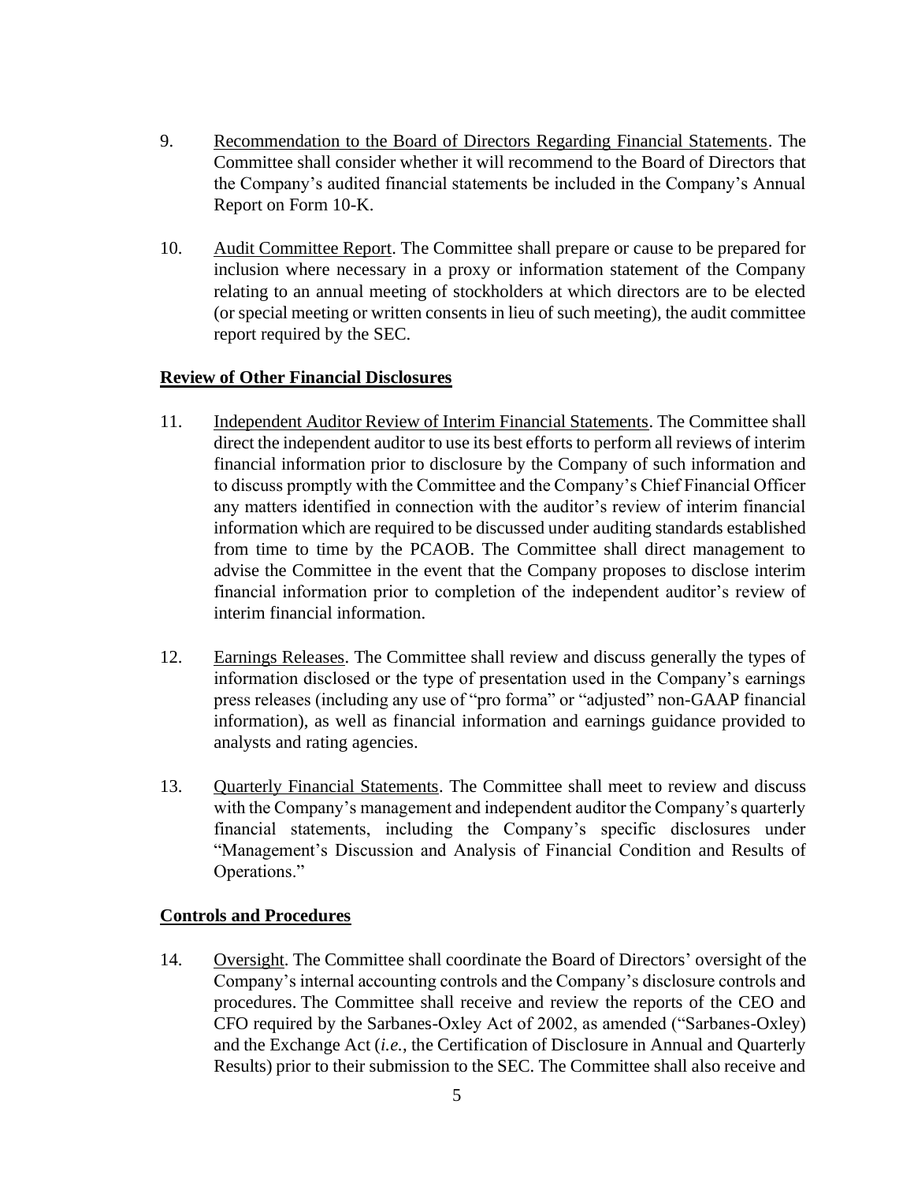9. Recommendation to the Board of Directors Regarding Financial Statements. The Committee shall consider whether it will recommend to the Board of Directors that the Company's audited financial statements be included in the Company's Annual Report on Form 10-K.

10. Audit Committee Report. The Committee shall prepare or cause to be prepared for inclusion where necessary in a proxy or information statement of the Company relating to an annual meeting of stockholders at which directors are to be elected (or special meeting or written consents in lieu of such meeting), the audit committee report required by the SEC.

**Review of Other Financial Disclosures**

11. Independent Auditor Review of Interim Financial Statements. The Committee shall direct the independent auditor to use its best efforts to perform all reviews of interim financial information prior to disclosure by the Company of such information and to discuss promptly with the Committee and the Company's Chief Financial Officer any matters identified in connection with the auditor's review of interim financial information which are required to be discussed under auditing standards established from time to time by the PCAOB. The Committee shall direct management to advise the Committee in the event that the Company proposes to disclose interim financial information prior to completion of the independent auditor's review of interim financial information.

12. Earnings Releases. The Committee shall review and discuss generally the types of information disclosed or the type of presentation used in the Company's earnings press releases (including any use of "pro forma" or "adjusted" non-GAAP financial information), as well as financial information and earnings guidance provided to analysts and rating agencies.

13. Quarterly Financial Statements. The Committee shall meet to review and discuss with the Company's management and independent auditor the Company's quarterly financial statements, including the Company's specific disclosures under "Management's Discussion and Analysis of Financial Condition and Results of Operations."

**Controls and Procedures**

14. Oversight. The Committee shall coordinate the Board of Directors' oversight of the Company's internal accounting controls and the Company's disclosure controls and procedures. The Committee shall receive and review the reports of the CEO and CFO required by the Sarbanes-Oxley Act of 2002, as amended ("Sarbanes-Oxley) and the Exchange Act (*i.e.*, the Certification of Disclosure in Annual and Quarterly Results) prior to their submission to the SEC. The Committee shall also receive and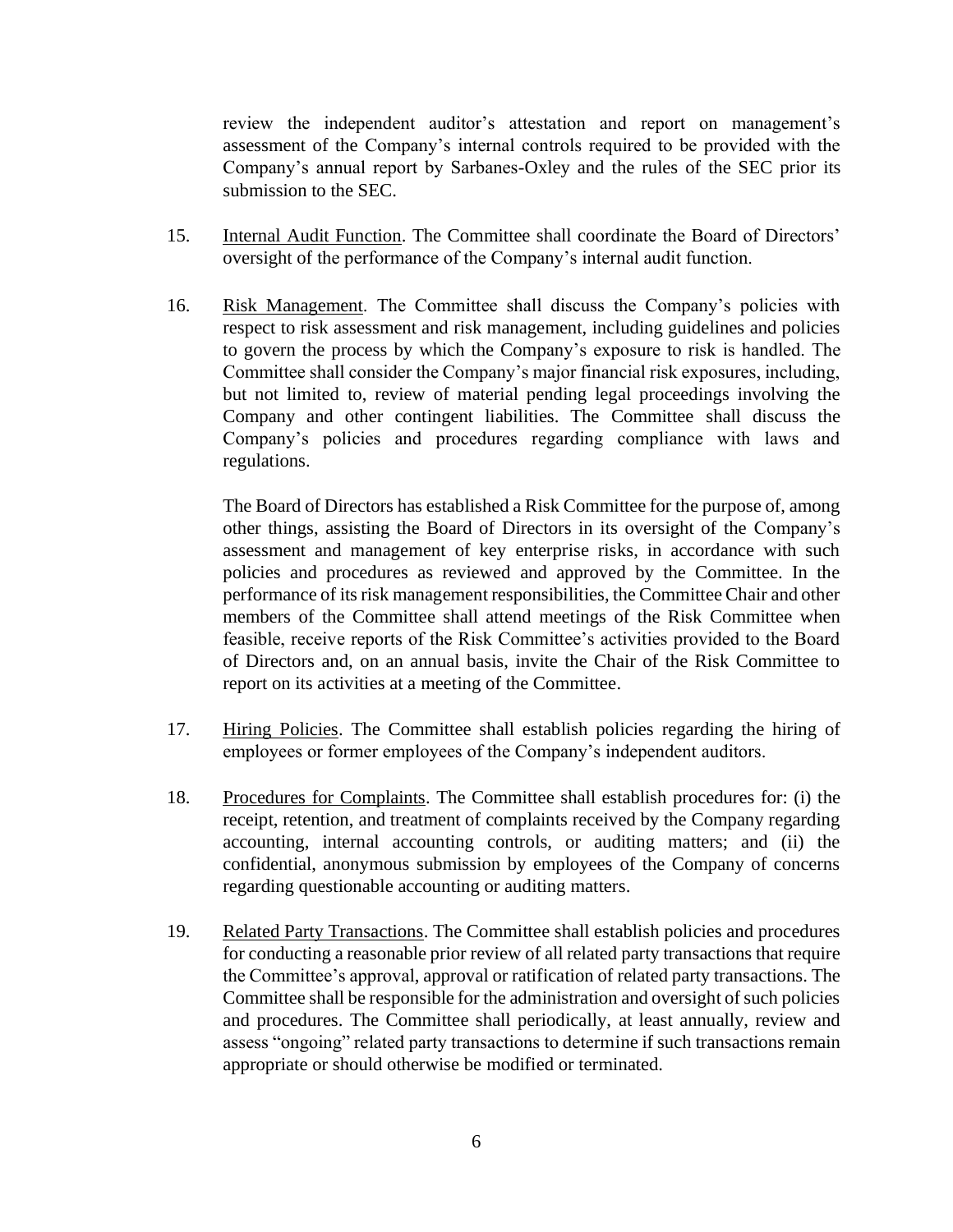review the independent auditor's attestation and report on management's assessment of the Company's internal controls required to be provided with the Company's annual report by Sarbanes-Oxley and the rules of the SEC prior its submission to the SEC.

15. Internal Audit Function. The Committee shall coordinate the Board of Directors' oversight of the performance of the Company's internal audit function.

16. Risk Management. The Committee shall discuss the Company's policies with respect to risk assessment and risk management, including guidelines and policies to govern the process by which the Company's exposure to risk is handled. The Committee shall consider the Company's major financial risk exposures, including, but not limited to, review of material pending legal proceedings involving the Company and other contingent liabilities. The Committee shall discuss the Company's policies and procedures regarding compliance with laws and regulations.

    The Board of Directors has established a Risk Committee for the purpose of, among other things, assisting the Board of Directors in its oversight of the Company's assessment and management of key enterprise risks, in accordance with such policies and procedures as reviewed and approved by the Committee. In the performance of its risk management responsibilities, the Committee Chair and other members of the Committee shall attend meetings of the Risk Committee when feasible, receive reports of the Risk Committee's activities provided to the Board of Directors and, on an annual basis, invite the Chair of the Risk Committee to report on its activities at a meeting of the Committee.

17. Hiring Policies. The Committee shall establish policies regarding the hiring of employees or former employees of the Company's independent auditors.

18. Procedures for Complaints. The Committee shall establish procedures for: (i) the receipt, retention, and treatment of complaints received by the Company regarding accounting, internal accounting controls, or auditing matters; and (ii) the confidential, anonymous submission by employees of the Company of concerns regarding questionable accounting or auditing matters.

19. Related Party Transactions. The Committee shall establish policies and procedures for conducting a reasonable prior review of all related party transactions that require the Committee's approval, approval or ratification of related party transactions. The Committee shall be responsible for the administration and oversight of such policies and procedures. The Committee shall periodically, at least annually, review and assess "ongoing" related party transactions to determine if such transactions remain appropriate or should otherwise be modified or terminated.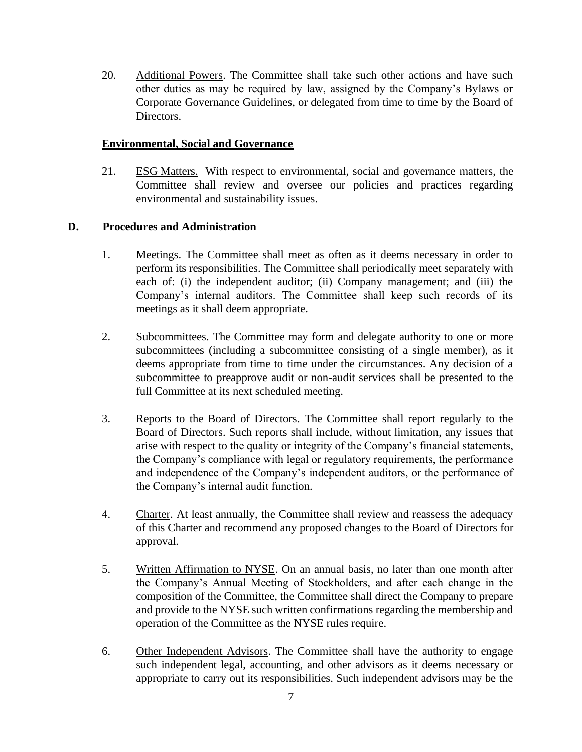20. Additional Powers. The Committee shall take such other actions and have such other duties as may be required by law, assigned by the Company's Bylaws or Corporate Governance Guidelines, or delegated from time to time by the Board of Directors.

**Environmental, Social and Governance**

21. ESG Matters. With respect to environmental, social and governance matters, the Committee shall review and oversee our policies and practices regarding environmental and sustainability issues.

**D. Procedures and Administration**

1. Meetings. The Committee shall meet as often as it deems necessary in order to perform its responsibilities. The Committee shall periodically meet separately with each of: (i) the independent auditor; (ii) Company management; and (iii) the Company's internal auditors. The Committee shall keep such records of its meetings as it shall deem appropriate.

2. Subcommittees. The Committee may form and delegate authority to one or more subcommittees (including a subcommittee consisting of a single member), as it deems appropriate from time to time under the circumstances. Any decision of a subcommittee to preapprove audit or non-audit services shall be presented to the full Committee at its next scheduled meeting.

3. Reports to the Board of Directors. The Committee shall report regularly to the Board of Directors. Such reports shall include, without limitation, any issues that arise with respect to the quality or integrity of the Company's financial statements, the Company's compliance with legal or regulatory requirements, the performance and independence of the Company's independent auditors, or the performance of the Company's internal audit function.

4. Charter. At least annually, the Committee shall review and reassess the adequacy of this Charter and recommend any proposed changes to the Board of Directors for approval.

5. Written Affirmation to NYSE. On an annual basis, no later than one month after the Company's Annual Meeting of Stockholders, and after each change in the composition of the Committee, the Committee shall direct the Company to prepare and provide to the NYSE such written confirmations regarding the membership and operation of the Committee as the NYSE rules require.

6. Other Independent Advisors. The Committee shall have the authority to engage such independent legal, accounting, and other advisors as it deems necessary or appropriate to carry out its responsibilities. Such independent advisors may be the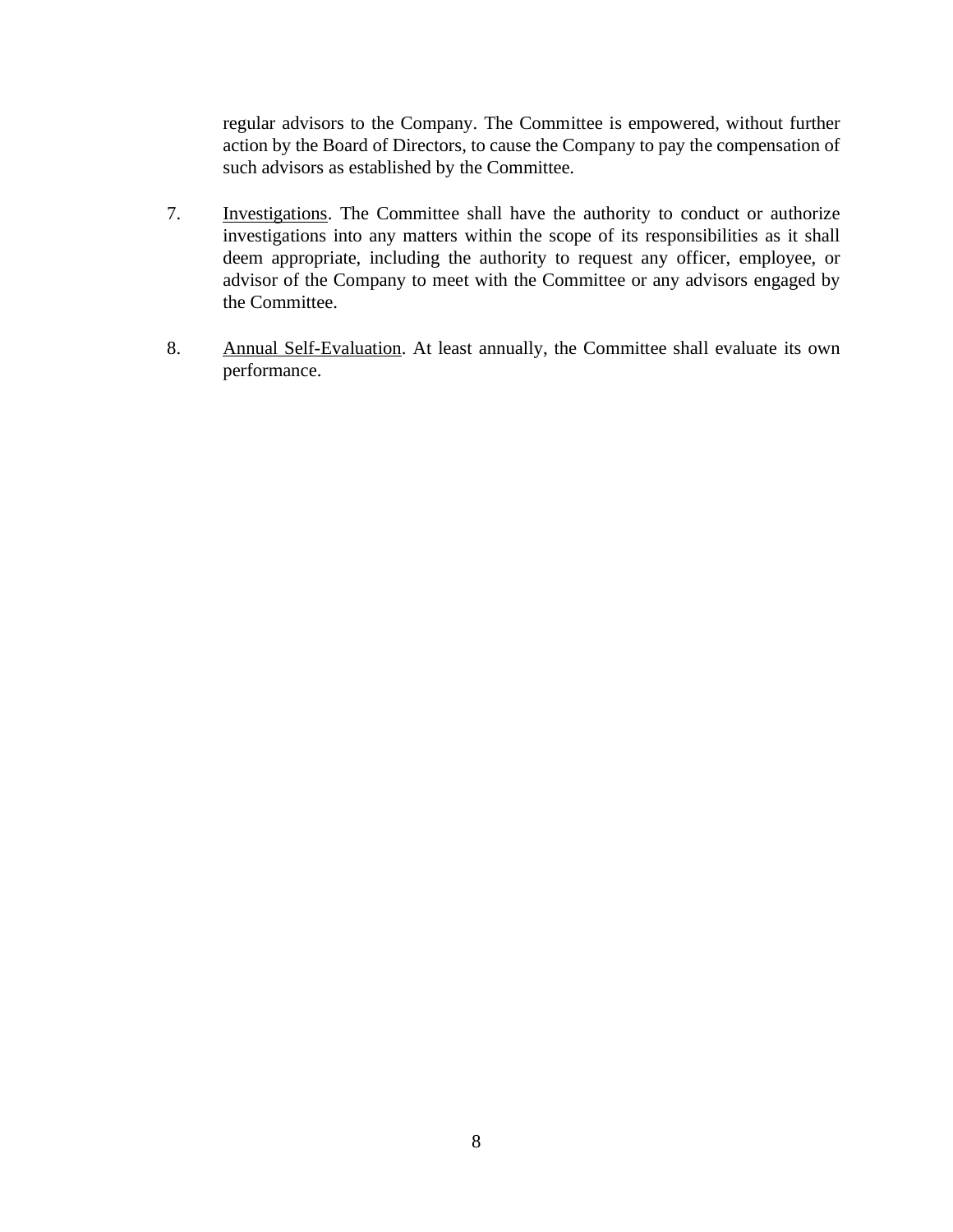regular advisors to the Company. The Committee is empowered, without further action by the Board of Directors, to cause the Company to pay the compensation of such advisors as established by the Committee.

7. Investigations. The Committee shall have the authority to conduct or authorize investigations into any matters within the scope of its responsibilities as it shall deem appropriate, including the authority to request any officer, employee, or advisor of the Company to meet with the Committee or any advisors engaged by the Committee.

8. Annual Self-Evaluation. At least annually, the Committee shall evaluate its own performance.